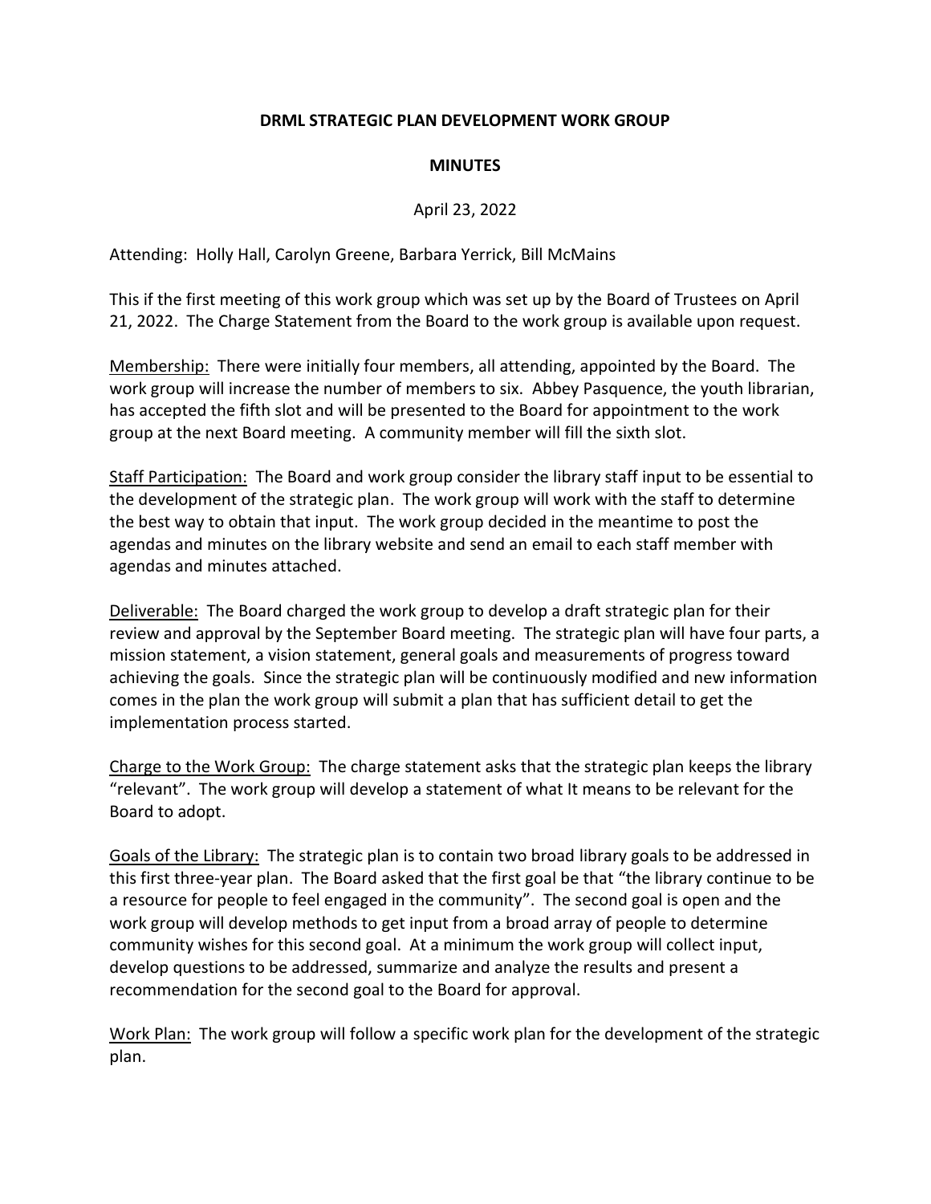**DRML STRATEGIC PLAN DEVELOPMENT WORK GROUP**

**MINUTES**

April 23, 2022

Attending: Holly Hall, Carolyn Greene, Barbara Yerrick, Bill McMains

This if the first meeting of this work group which was set up by the Board of Trustees on April 21, 2022. The Charge Statement from the Board to the work group is available upon request.

Membership: There were initially four members, all attending, appointed by the Board. The work group will increase the number of members to six. Abbey Pasquence, the youth librarian, has accepted the fifth slot and will be presented to the Board for appointment to the work group at the next Board meeting. A community member will fill the sixth slot.

Staff Participation: The Board and work group consider the library staff input to be essential to the development of the strategic plan. The work group will work with the staff to determine the best way to obtain that input. The work group decided in the meantime to post the agendas and minutes on the library website and send an email to each staff member with agendas and minutes attached.

Deliverable: The Board charged the work group to develop a draft strategic plan for their review and approval by the September Board meeting. The strategic plan will have four parts, a mission statement, a vision statement, general goals and measurements of progress toward achieving the goals. Since the strategic plan will be continuously modified and new information comes in the plan the work group will submit a plan that has sufficient detail to get the implementation process started.

Charge to the Work Group: The charge statement asks that the strategic plan keeps the library "relevant". The work group will develop a statement of what It means to be relevant for the Board to adopt.

Goals of the Library: The strategic plan is to contain two broad library goals to be addressed in this first three-year plan. The Board asked that the first goal be that "the library continue to be a resource for people to feel engaged in the community". The second goal is open and the work group will develop methods to get input from a broad array of people to determine community wishes for this second goal. At a minimum the work group will collect input, develop questions to be addressed, summarize and analyze the results and present a recommendation for the second goal to the Board for approval.

Work Plan: The work group will follow a specific work plan for the development of the strategic plan.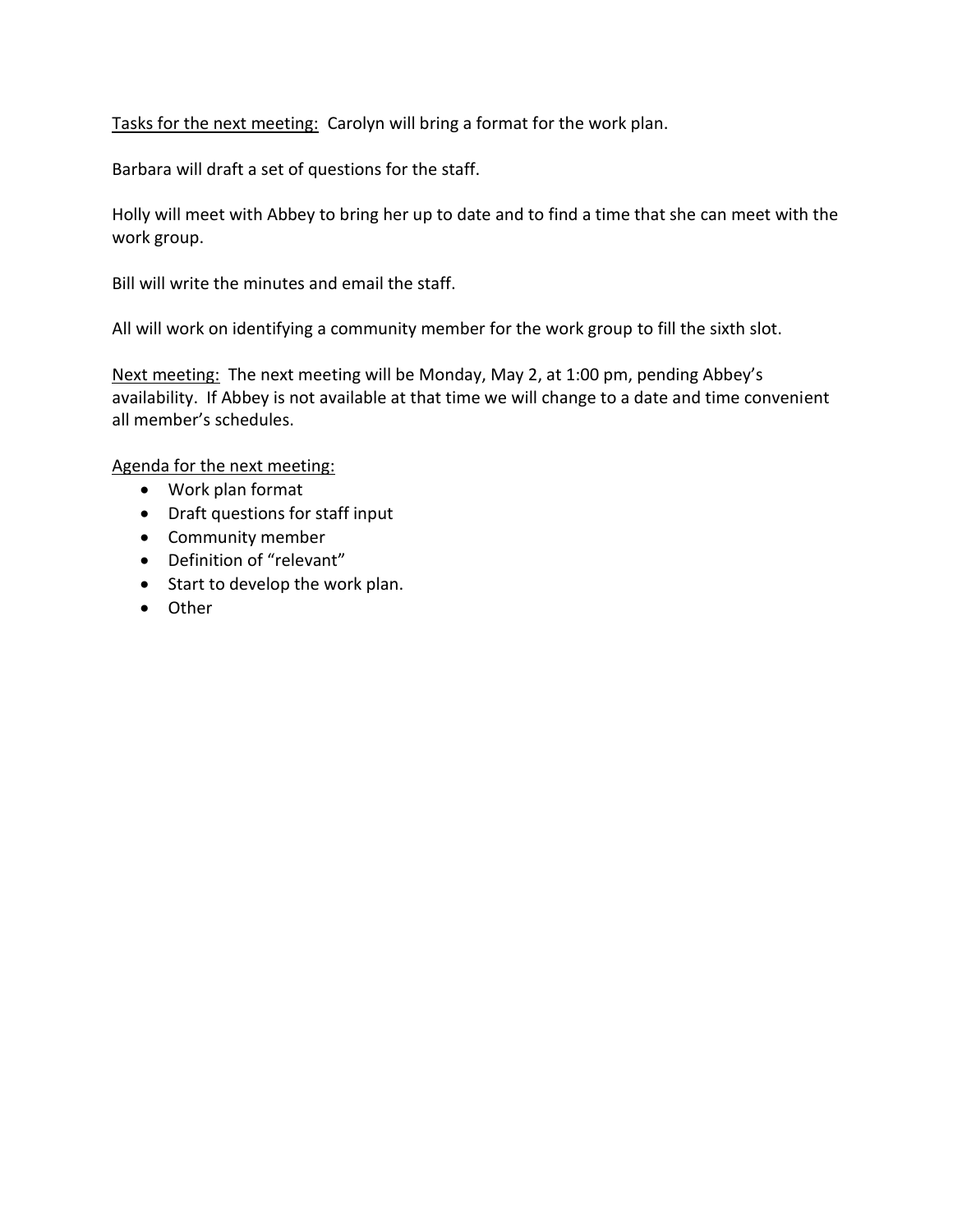<u>Tasks for the next meeting:</u> Carolyn will bring a format for the work plan.

Barbara will draft a set of questions for the staff.

Holly will meet with Abbey to bring her up to date and to find a time that she can meet with the work group.

Bill will write the minutes and email the staff.

All will work on identifying a community member for the work group to fill the sixth slot.

<u>Next meeting:</u> The next meeting will be Monday, May 2, at 1:00 pm, pending Abbey's availability. If Abbey is not available at that time we will change to a date and time convenient all member's schedules.

<u>Agenda for the next meeting:</u>

- Work plan format
- Draft questions for staff input
- Community member
- Definition of "relevant"
- Start to develop the work plan.
- Other